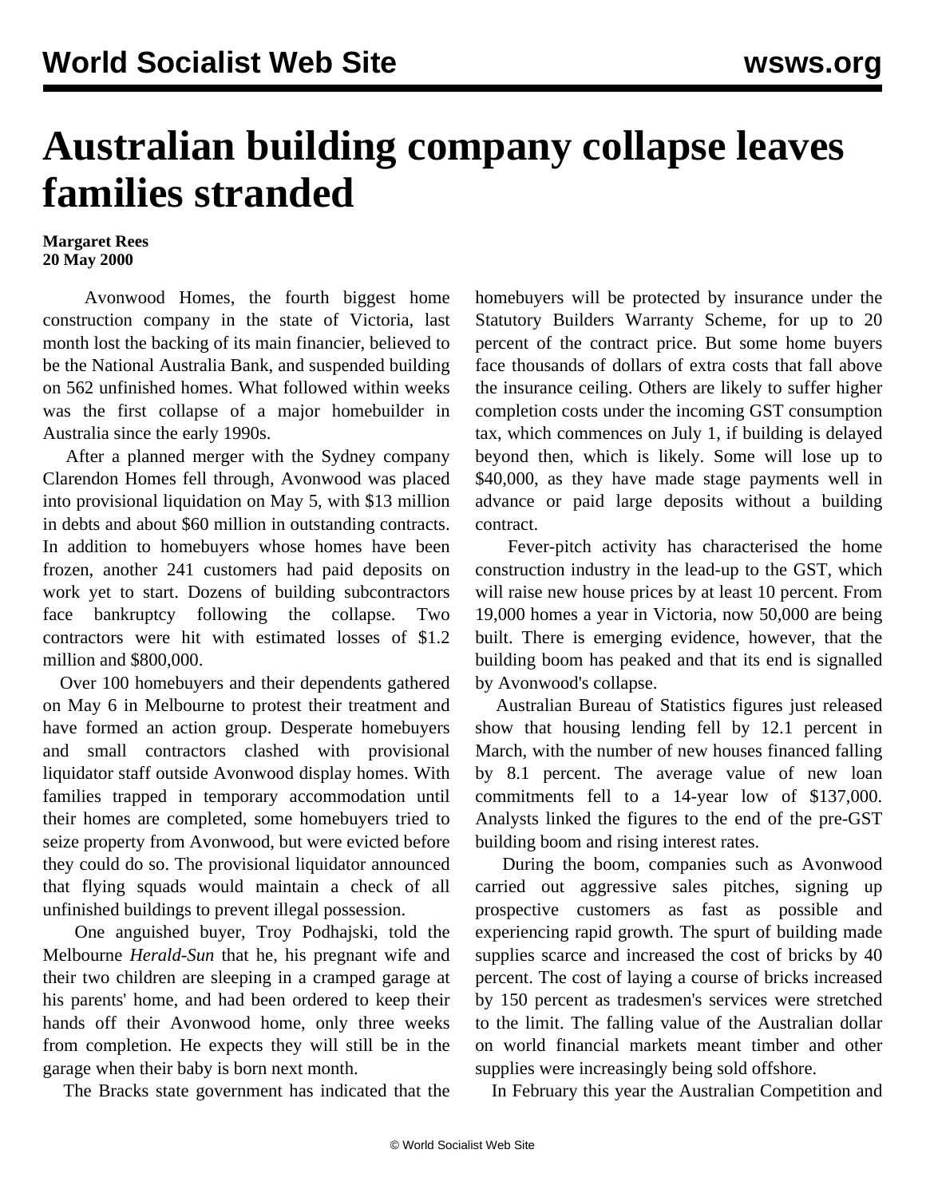# Australian building company collapse leaves families stranded

**Margaret Rees**
**20 May 2000**

Avonwood Homes, the fourth biggest home construction company in the state of Victoria, last month lost the backing of its main financier, believed to be the National Australia Bank, and suspended building on 562 unfinished homes. What followed within weeks was the first collapse of a major homebuilder in Australia since the early 1990s.

After a planned merger with the Sydney company Clarendon Homes fell through, Avonwood was placed into provisional liquidation on May 5, with $13 million in debts and about $60 million in outstanding contracts. In addition to homebuyers whose homes have been frozen, another 241 customers had paid deposits on work yet to start. Dozens of building subcontractors face bankruptcy following the collapse. Two contractors were hit with estimated losses of $1.2 million and $800,000.

Over 100 homebuyers and their dependents gathered on May 6 in Melbourne to protest their treatment and have formed an action group. Desperate homebuyers and small contractors clashed with provisional liquidator staff outside Avonwood display homes. With families trapped in temporary accommodation until their homes are completed, some homebuyers tried to seize property from Avonwood, but were evicted before they could do so. The provisional liquidator announced that flying squads would maintain a check of all unfinished buildings to prevent illegal possession.

One anguished buyer, Troy Podhajski, told the Melbourne *Herald-Sun* that he, his pregnant wife and their two children are sleeping in a cramped garage at his parents' home, and had been ordered to keep their hands off their Avonwood home, only three weeks from completion. He expects they will still be in the garage when their baby is born next month.

The Bracks state government has indicated that the homebuyers will be protected by insurance under the Statutory Builders Warranty Scheme, for up to 20 percent of the contract price. But some home buyers face thousands of dollars of extra costs that fall above the insurance ceiling. Others are likely to suffer higher completion costs under the incoming GST consumption tax, which commences on July 1, if building is delayed beyond then, which is likely. Some will lose up to $40,000, as they have made stage payments well in advance or paid large deposits without a building contract.

Fever-pitch activity has characterised the home construction industry in the lead-up to the GST, which will raise new house prices by at least 10 percent. From 19,000 homes a year in Victoria, now 50,000 are being built. There is emerging evidence, however, that the building boom has peaked and that its end is signalled by Avonwood's collapse.

Australian Bureau of Statistics figures just released show that housing lending fell by 12.1 percent in March, with the number of new houses financed falling by 8.1 percent. The average value of new loan commitments fell to a 14-year low of $137,000. Analysts linked the figures to the end of the pre-GST building boom and rising interest rates.

During the boom, companies such as Avonwood carried out aggressive sales pitches, signing up prospective customers as fast as possible and experiencing rapid growth. The spurt of building made supplies scarce and increased the cost of bricks by 40 percent. The cost of laying a course of bricks increased by 150 percent as tradesmen's services were stretched to the limit. The falling value of the Australian dollar on world financial markets meant timber and other supplies were increasingly being sold offshore.

In February this year the Australian Competition and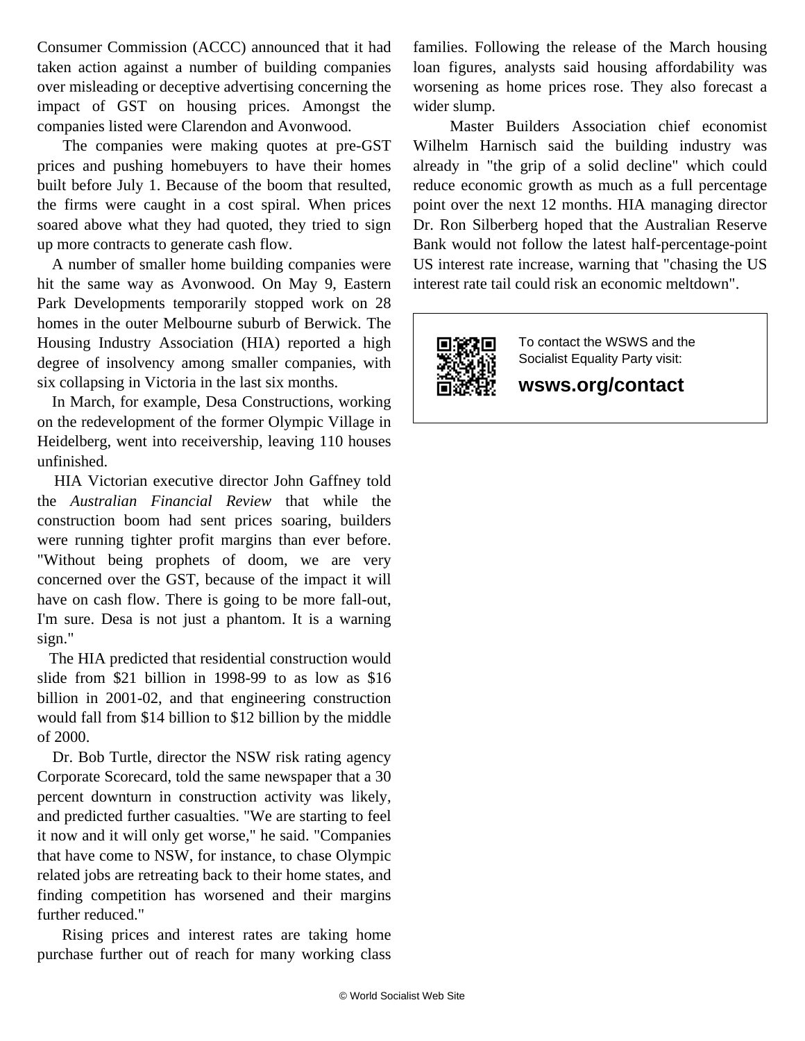Consumer Commission (ACCC) announced that it had taken action against a number of building companies over misleading or deceptive advertising concerning the impact of GST on housing prices. Amongst the companies listed were Clarendon and Avonwood.

The companies were making quotes at pre-GST prices and pushing homebuyers to have their homes built before July 1. Because of the boom that resulted, the firms were caught in a cost spiral. When prices soared above what they had quoted, they tried to sign up more contracts to generate cash flow.

A number of smaller home building companies were hit the same way as Avonwood. On May 9, Eastern Park Developments temporarily stopped work on 28 homes in the outer Melbourne suburb of Berwick. The Housing Industry Association (HIA) reported a high degree of insolvency among smaller companies, with six collapsing in Victoria in the last six months.

In March, for example, Desa Constructions, working on the redevelopment of the former Olympic Village in Heidelberg, went into receivership, leaving 110 houses unfinished.

HIA Victorian executive director John Gaffney told the *Australian Financial Review* that while the construction boom had sent prices soaring, builders were running tighter profit margins than ever before. "Without being prophets of doom, we are very concerned over the GST, because of the impact it will have on cash flow. There is going to be more fall-out, I'm sure. Desa is not just a phantom. It is a warning sign."

The HIA predicted that residential construction would slide from $21 billion in 1998-99 to as low as $16 billion in 2001-02, and that engineering construction would fall from $14 billion to $12 billion by the middle of 2000.

Dr. Bob Turtle, director the NSW risk rating agency Corporate Scorecard, told the same newspaper that a 30 percent downturn in construction activity was likely, and predicted further casualties. "We are starting to feel it now and it will only get worse," he said. "Companies that have come to NSW, for instance, to chase Olympic related jobs are retreating back to their home states, and finding competition has worsened and their margins further reduced."

Rising prices and interest rates are taking home purchase further out of reach for many working class families. Following the release of the March housing loan figures, analysts said housing affordability was worsening as home prices rose. They also forecast a wider slump.

Master Builders Association chief economist Wilhelm Harnisch said the building industry was already in "the grip of a solid decline" which could reduce economic growth as much as a full percentage point over the next 12 months. HIA managing director Dr. Ron Silberberg hoped that the Australian Reserve Bank would not follow the latest half-percentage-point US interest rate increase, warning that "chasing the US interest rate tail could risk an economic meltdown".

To contact the WSWS and the Socialist Equality Party visit:

**wsws.org/contact**